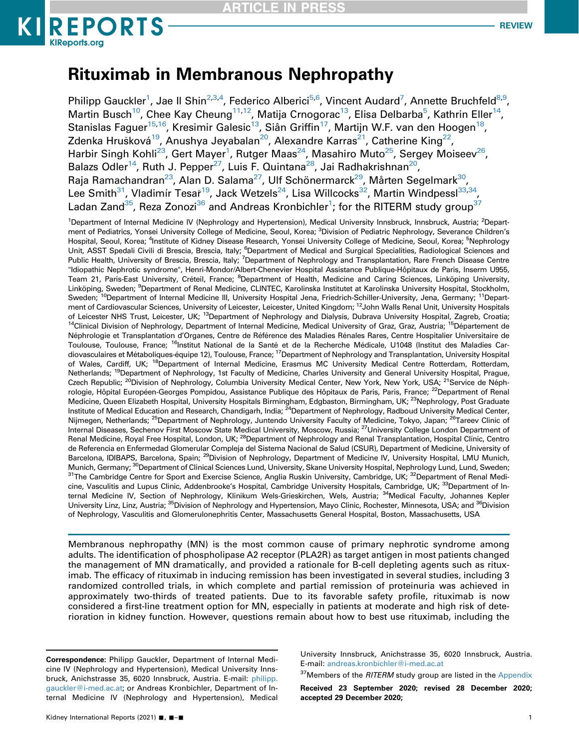# Rituximab in Membranous Nephropathy

Philipp Gauckler[1], Jae Il Shin[2,3,4], Federico Alberici[5,6], Vincent Audard[7], Annette Bruchfeld[8,9], Martin Busch[10], Chee Kay Cheung[11,12], Matija Crnogorac[13], Elisa Delbarba[5], Kathrin Eller[14], Stanislas Faguer[15,16], Kresimir Galesic[13], Siân Griffin[17], Martijn W.F. van den Hoogen[18], Zdenka Hrušková[19], Anushya Jeyabalan[20], Alexandre Karras[21], Catherine King[22], Harbir Singh Kohli[23], Gert Mayer[1], Rutger Maas[24], Masahiro Muto[25], Sergey Moiseev[26], Balazs Odler[14], Ruth J. Pepper[27], Luis F. Quintana[28], Jai Radhakrishnan[20], Raja Ramachandran[23], Alan D. Salama[27], Ulf Schönermarck[29], Mårten Segelmark[30], Lee Smith[31], Vladimír Tesař[19], Jack Wetzels[24], Lisa Willcocks[32], Martin Windpessl[33,34], Ladan Zand[35], Reza Zonozi[36] and Andreas Kronbichler[1]; for the RITERM study group[37]

[1]Department of Internal Medicine IV (Nephrology and Hypertension), Medical University Innsbruck, Innsbruck, Austria; [2]Department of Pediatrics, Yonsei University College of Medicine, Seoul, Korea; [3]Division of Pediatric Nephrology, Severance Children's Hospital, Seoul, Korea; [4]Institute of Kidney Disease Research, Yonsei University College of Medicine, Seoul, Korea; [5]Nephrology Unit, ASST Spedali Civili di Brescia, Brescia, Italy; [6]Department of Medical and Surgical Specialities, Radiological Sciences and Public Health, University of Brescia, Brescia, Italy; [7]Department of Nephrology and Transplantation, Rare French Disease Centre "Idiopathic Nephrotic syndrome", Henri-Mondor/Albert-Chenevier Hospital Assistance Publique-Hôpitaux de Paris, Inserm U955, Team 21, Paris-East University, Créteil, France; [8]Department of Health, Medicine and Caring Sciences, Linköping University, Linköping, Sweden; [9]Department of Renal Medicine, CLINTEC, Karolinska Institutet at Karolinska University Hospital, Stockholm, Sweden; [10]Department of Internal Medicine III, University Hospital Jena, Friedrich-Schiller-University, Jena, Germany; [11]Department of Cardiovascular Sciences, University of Leicester, Leicester, United Kingdom; [12]John Walls Renal Unit, University Hospitals of Leicester NHS Trust, Leicester, UK; [13]Department of Nephrology and Dialysis, Dubrava University Hospital, Zagreb, Croatia; [14]Clinical Division of Nephrology, Department of Internal Medicine, Medical University of Graz, Graz, Austria; [15]Département de Néphrologie et Transplantation d'Organes, Centre de Référence des Maladies Rénales Rares, Centre Hospitalier Universitaire de Toulouse, Toulouse, France; [16]Institut National de la Santé et de la Recherche Médicale, U1048 (Institut des Maladies Cardiovasculaires et Métaboliques-équipe 12), Toulouse, France; [17]Department of Nephrology and Transplantation, University Hospital of Wales, Cardiff, UK; [18]Department of Internal Medicine, Erasmus MC University Medical Centre Rotterdam, Rotterdam, Netherlands; [19]Department of Nephrology, 1st Faculty of Medicine, Charles University and General University Hospital, Prague, Czech Republic; [20]Division of Nephrology, Columbia University Medical Center, New York, New York, USA; [21]Service de Néphrologie, Hôpital Européen-Georges Pompidou, Assistance Publique des Hôpitaux de Paris, Paris, France; [22]Department of Renal Medicine, Queen Elizabeth Hospital, University Hospitals Birmingham, Edgbaston, Birmingham, UK; [23]Nephrology, Post Graduate Institute of Medical Education and Research, Chandigarh, India; [24]Department of Nephrology, Radboud University Medical Center, Nijmegen, Netherlands; [25]Department of Nephrology, Juntendo University Faculty of Medicine, Tokyo, Japan; [26]Tareev Clinic of Internal Diseases, Sechenov First Moscow State Medical University, Moscow, Russia; [27]University College London Department of Renal Medicine, Royal Free Hospital, London, UK; [28]Department of Nephrology and Renal Transplantation, Hospital Clínic, Centro de Referencia en Enfermedad Glomerular Compleja del Sistema Nacional de Salud (CSUR), Department of Medicine, University of Barcelona, IDIBAPS, Barcelona, Spain; [29]Division of Nephrology, Department of Medicine IV, University Hospital, LMU Munich, Munich, Germany; [30]Department of Clinical Sciences Lund, University, Skane University Hospital, Nephrology Lund, Lund, Sweden; [31]The Cambridge Centre for Sport and Exercise Science, Anglia Ruskin University, Cambridge, UK; [32]Department of Renal Medicine, Vasculitis and Lupus Clinic, Addenbrooke's Hospital, Cambridge University Hospitals, Cambridge, UK; [33]Department of Internal Medicine IV, Section of Nephrology, Klinikum Wels-Grieskirchen, Wels, Austria; [34]Medical Faculty, Johannes Kepler University Linz, Linz, Austria; [35]Division of Nephrology and Hypertension, Mayo Clinic, Rochester, Minnesota, USA; and [36]Division of Nephrology, Vasculitis and Glomerulonephritis Center, Massachusetts General Hospital, Boston, Massachusetts, USA

Membranous nephropathy (MN) is the most common cause of primary nephrotic syndrome among adults. The identification of phospholipase A2 receptor (PLA2R) as target antigen in most patients changed the management of MN dramatically, and provided a rationale for B-cell depleting agents such as rituximab. The efficacy of rituximab in inducing remission has been investigated in several studies, including 3 randomized controlled trials, in which complete and partial remission of proteinuria was achieved in approximately two-thirds of treated patients. Due to its favorable safety profile, rituximab is now considered a first-line treatment option for MN, especially in patients at moderate and high risk of deterioration in kidney function. However, questions remain about how to best use rituximab, including the

**Correspondence:** Philipp Gauckler, Department of Internal Medicine IV (Nephrology and Hypertension), Medical University Innsbruck, Anichstrasse 35, 6020 Innsbruck, Austria. E-mail: philipp.gauckler@i-med.ac.at; or Andreas Kronbichler, Department of Internal Medicine IV (Nephrology and Hypertension), Medical University Innsbruck, Anichstrasse 35, 6020 Innsbruck, Austria. E-mail: andreas.kronbichler@i-med.ac.at

[37]Members of the *RITERM* study group are listed in the Appendix

**Received 23 September 2020; revised 28 December 2020; accepted 29 December 2020;**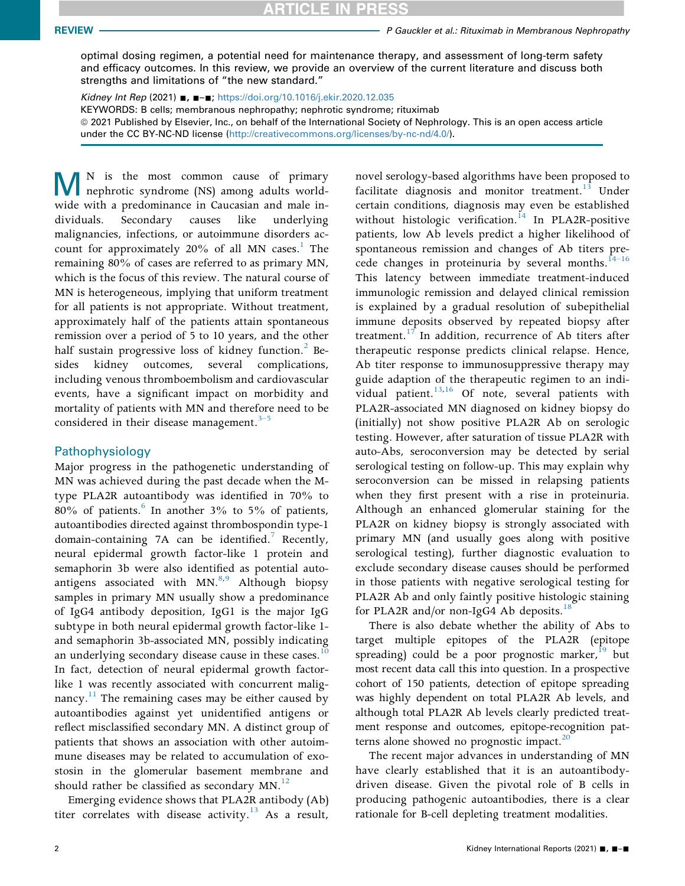optimal dosing regimen, a potential need for maintenance therapy, and assessment of long-term safety and efficacy outcomes. In this review, we provide an overview of the current literature and discuss both strengths and limitations of "the new standard."

*Kidney Int Rep* (2021) ■, ■–■; https://doi.org/10.1016/j.ekir.2020.12.035

KEYWORDS: B cells; membranous nephropathy; nephrotic syndrome; rituximab

© 2021 Published by Elsevier, Inc., on behalf of the International Society of Nephrology. This is an open access article under the CC BY-NC-ND license (http://creativecommons.org/licenses/by-nc-nd/4.0/).

MN is the most common cause of primary nephrotic syndrome (NS) among adults worldwide with a predominance in Caucasian and male individuals. Secondary causes like underlying malignancies, infections, or autoimmune disorders account for approximately 20% of all MN cases.[1] The remaining 80% of cases are referred to as primary MN, which is the focus of this review. The natural course of MN is heterogeneous, implying that uniform treatment for all patients is not appropriate. Without treatment, approximately half of the patients attain spontaneous remission over a period of 5 to 10 years, and the other half sustain progressive loss of kidney function.[2] Besides kidney outcomes, several complications, including venous thromboembolism and cardiovascular events, have a significant impact on morbidity and mortality of patients with MN and therefore need to be considered in their disease management.[3–5]

## Pathophysiology

Major progress in the pathogenetic understanding of MN was achieved during the past decade when the M-type PLA2R autoantibody was identified in 70% to 80% of patients.[6] In another 3% to 5% of patients, autoantibodies directed against thrombospondin type-1 domain-containing 7A can be identified.[7] Recently, neural epidermal growth factor-like 1 protein and semaphorin 3b were also identified as potential autoantigens associated with MN.[8,9] Although biopsy samples in primary MN usually show a predominance of IgG4 antibody deposition, IgG1 is the major IgG subtype in both neural epidermal growth factor-like 1- and semaphorin 3b-associated MN, possibly indicating an underlying secondary disease cause in these cases.[10] In fact, detection of neural epidermal growth factor-like 1 was recently associated with concurrent malignancy.[11] The remaining cases may be either caused by autoantibodies against yet unidentified antigens or reflect misclassified secondary MN. A distinct group of patients that shows an association with other autoimmune diseases may be related to accumulation of exostosin in the glomerular basement membrane and should rather be classified as secondary MN.[12]

Emerging evidence shows that PLA2R antibody (Ab) titer correlates with disease activity.[13] As a result, novel serology-based algorithms have been proposed to facilitate diagnosis and monitor treatment.[13] Under certain conditions, diagnosis may even be established without histologic verification.[14] In PLA2R-positive patients, low Ab levels predict a higher likelihood of spontaneous remission and changes of Ab titers precede changes in proteinuria by several months.[14–16] This latency between immediate treatment-induced immunologic remission and delayed clinical remission is explained by a gradual resolution of subepithelial immune deposits observed by repeated biopsy after treatment.[17] In addition, recurrence of Ab titers after therapeutic response predicts clinical relapse. Hence, Ab titer response to immunosuppressive therapy may guide adaption of the therapeutic regimen to an individual patient.[13,16] Of note, several patients with PLA2R-associated MN diagnosed on kidney biopsy do (initially) not show positive PLA2R Ab on serologic testing. However, after saturation of tissue PLA2R with auto-Abs, seroconversion may be detected by serial serological testing on follow-up. This may explain why seroconversion can be missed in relapsing patients when they first present with a rise in proteinuria. Although an enhanced glomerular staining for the PLA2R on kidney biopsy is strongly associated with primary MN (and usually goes along with positive serological testing), further diagnostic evaluation to exclude secondary disease causes should be performed in those patients with negative serological testing for PLA2R Ab and only faintly positive histologic staining for PLA2R and/or non-IgG4 Ab deposits.[18]

There is also debate whether the ability of Abs to target multiple epitopes of the PLA2R (epitope spreading) could be a poor prognostic marker,[19] but most recent data call this into question. In a prospective cohort of 150 patients, detection of epitope spreading was highly dependent on total PLA2R Ab levels, and although total PLA2R Ab levels clearly predicted treatment response and outcomes, epitope-recognition patterns alone showed no prognostic impact.[20]

The recent major advances in understanding of MN have clearly established that it is an autoantibody-driven disease. Given the pivotal role of B cells in producing pathogenic autoantibodies, there is a clear rationale for B-cell depleting treatment modalities.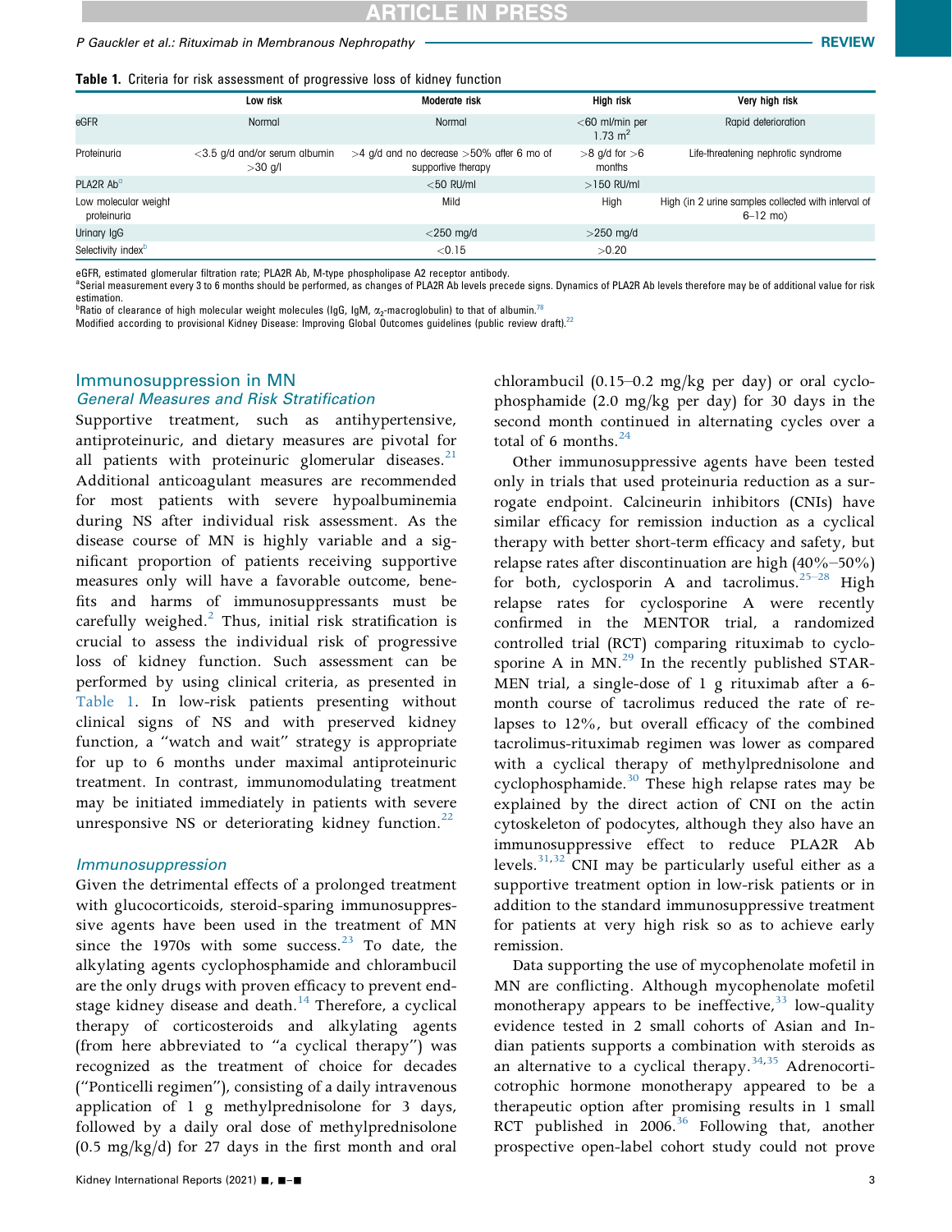**Table 1.** Criteria for risk assessment of progressive loss of kidney function

| | Low risk | Moderate risk | High risk | Very high risk |
|---|---|---|---|---|
| eGFR | Normal | Normal | <60 ml/min per 1.73 $m^2$ | Rapid deterioration |
| Proteinuria | <3.5 g/d and/or serum albumin >30 g/l | >4 g/d and no decrease >50% after 6 mo of supportive therapy | >8 g/d for >6 months | Life-threatening nephrotic syndrome |
| PLA2R Ab[a] | | <50 RU/ml | >150 RU/ml | |
| Low molecular weight proteinuria | | Mild | High | High (in 2 urine samples collected with interval of 6–12 mo) |
| Urinary IgG | | <250 mg/d | >250 mg/d | |
| Selectivity index[b] | | <0.15 | >0.20 | |

eGFR, estimated glomerular filtration rate; PLA2R Ab, M-type phospholipase A2 receptor antibody.
[a]Serial measurement every 3 to 6 months should be performed, as changes of PLA2R Ab levels precede signs. Dynamics of PLA2R Ab levels therefore may be of additional value for risk estimation.
[b]Ratio of clearance of high molecular weight molecules (IgG, IgM, $\alpha_2$-macroglobulin) to that of albumin.[78]
Modified according to provisional Kidney Disease: Improving Global Outcomes guidelines (public review draft).[22]

## Immunosuppression in MN

### *General Measures and Risk Stratification*

Supportive treatment, such as antihypertensive, antiproteinuric, and dietary measures are pivotal for all patients with proteinuric glomerular diseases.[21] Additional anticoagulant measures are recommended for most patients with severe hypoalbuminemia during NS after individual risk assessment. As the disease course of MN is highly variable and a significant proportion of patients receiving supportive measures only will have a favorable outcome, benefits and harms of immunosuppressants must be carefully weighed.[2] Thus, initial risk stratification is crucial to assess the individual risk of progressive loss of kidney function. Such assessment can be performed by using clinical criteria, as presented in Table 1. In low-risk patients presenting without clinical signs of NS and with preserved kidney function, a "watch and wait" strategy is appropriate for up to 6 months under maximal antiproteinuric treatment. In contrast, immunomodulating treatment may be initiated immediately in patients with severe unresponsive NS or deteriorating kidney function.[22]

### *Immunosuppression*

Given the detrimental effects of a prolonged treatment with glucocorticoids, steroid-sparing immunosuppressive agents have been used in the treatment of MN since the 1970s with some success.[23] To date, the alkylating agents cyclophosphamide and chlorambucil are the only drugs with proven efficacy to prevent end-stage kidney disease and death.[14] Therefore, a cyclical therapy of corticosteroids and alkylating agents (from here abbreviated to "a cyclical therapy") was recognized as the treatment of choice for decades ("Ponticelli regimen"), consisting of a daily intravenous application of 1 g methylprednisolone for 3 days, followed by a daily oral dose of methylprednisolone (0.5 mg/kg/d) for 27 days in the first month and oral chlorambucil (0.15–0.2 mg/kg per day) or oral cyclophosphamide (2.0 mg/kg per day) for 30 days in the second month continued in alternating cycles over a total of 6 months.[24]

Other immunosuppressive agents have been tested only in trials that used proteinuria reduction as a surrogate endpoint. Calcineurin inhibitors (CNIs) have similar efficacy for remission induction as a cyclical therapy with better short-term efficacy and safety, but relapse rates after discontinuation are high (40%–50%) for both, cyclosporin A and tacrolimus.[25–28] High relapse rates for cyclosporine A were recently confirmed in the MENTOR trial, a randomized controlled trial (RCT) comparing rituximab to cyclosporine A in MN.[29] In the recently published STARMEN trial, a single-dose of 1 g rituximab after a 6-month course of tacrolimus reduced the rate of relapses to 12%, but overall efficacy of the combined tacrolimus-rituximab regimen was lower as compared with a cyclical therapy of methylprednisolone and cyclophosphamide.[30] These high relapse rates may be explained by the direct action of CNI on the actin cytoskeleton of podocytes, although they also have an immunosuppressive effect to reduce PLA2R Ab levels.[31,32] CNI may be particularly useful either as a supportive treatment option in low-risk patients or in addition to the standard immunosuppressive treatment for patients at very high risk so as to achieve early remission.

Data supporting the use of mycophenolate mofetil in MN are conflicting. Although mycophenolate mofetil monotherapy appears to be ineffective,[33] low-quality evidence tested in 2 small cohorts of Asian and Indian patients supports a combination with steroids as an alternative to a cyclical therapy.[34,35] Adrenocorticotrophic hormone monotherapy appeared to be a therapeutic option after promising results in 1 small RCT published in 2006.[36] Following that, another prospective open-label cohort study could not prove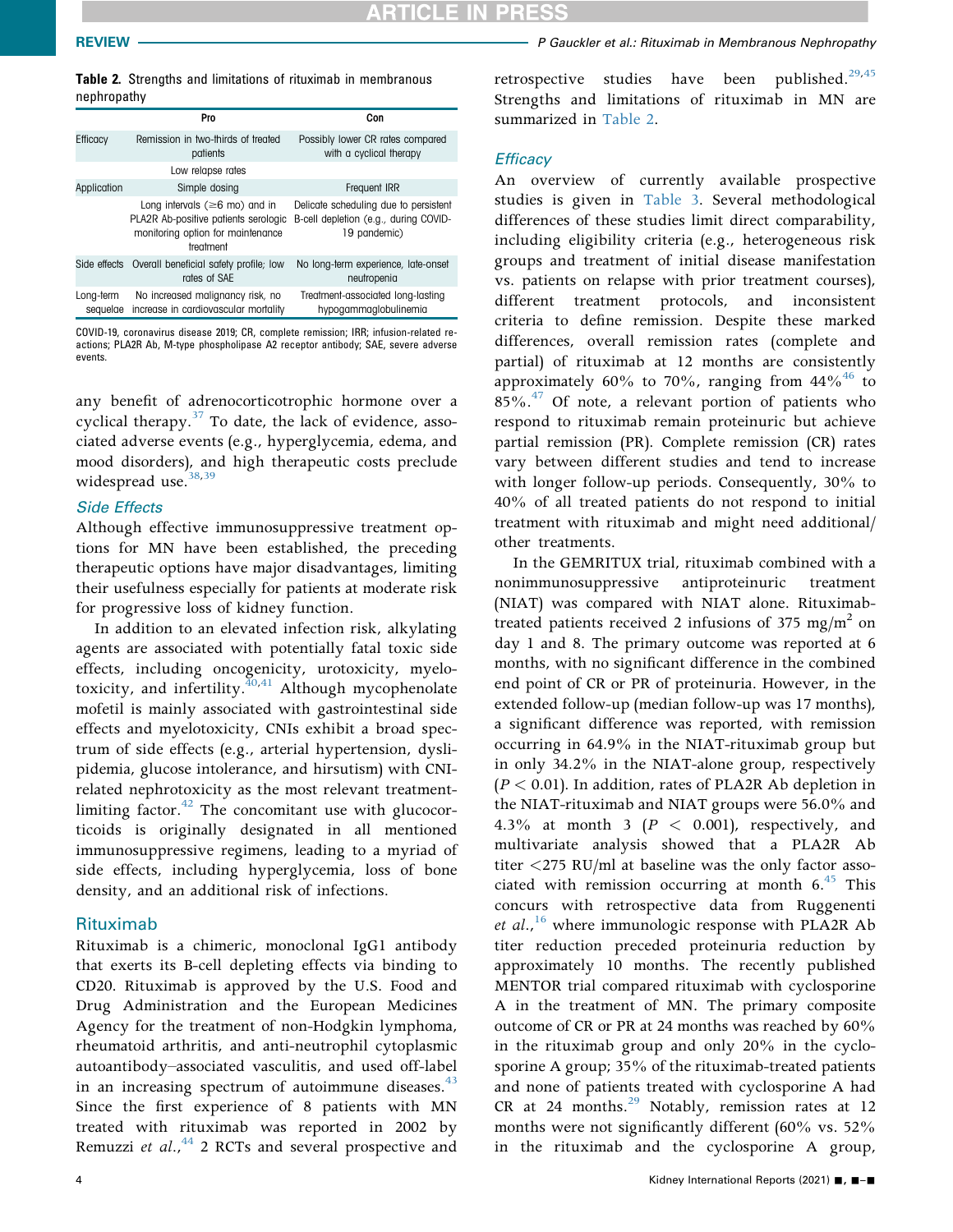**Table 2.** Strengths and limitations of rituximab in membranous nephropathy

| | Pro | Con |
|---|---|---|
| Efficacy | Remission in two-thirds of treated patients | Possibly lower CR rates compared with a cyclical therapy |
| | Low relapse rates | |
| Application | Simple dosing | Frequent IRR |
| | Long intervals (≥6 mo) and in PLA2R Ab-positive patients serologic monitoring option for maintenance treatment | Delicate scheduling due to persistent B-cell depletion (e.g., during COVID-19 pandemic) |
| Side effects | Overall beneficial safety profile; low rates of SAE | No long-term experience, late-onset neutropenia |
| Long-term sequelae | No increased malignancy risk, no increase in cardiovascular mortality | Treatment-associated long-lasting hypogammaglobulinemia |

COVID-19, coronavirus disease 2019; CR, complete remission; IRR, infusion-related reactions; PLA2R Ab, M-type phospholipase A2 receptor antibody; SAE, severe adverse events.

any benefit of adrenocorticotrophic hormone over a cyclical therapy.[37] To date, the lack of evidence, associated adverse events (e.g., hyperglycemia, edema, and mood disorders), and high therapeutic costs preclude widespread use.[38,39]

### Side Effects

Although effective immunosuppressive treatment options for MN have been established, the preceding therapeutic options have major disadvantages, limiting their usefulness especially for patients at moderate risk for progressive loss of kidney function.

In addition to an elevated infection risk, alkylating agents are associated with potentially fatal toxic side effects, including oncogenicity, urotoxicity, myelotoxicity, and infertility.[40,41] Although mycophenolate mofetil is mainly associated with gastrointestinal side effects and myelotoxicity, CNIs exhibit a broad spectrum of side effects (e.g., arterial hypertension, dyslipidemia, glucose intolerance, and hirsutism) with CNI-related nephrotoxicity as the most relevant treatment-limiting factor.[42] The concomitant use with glucocorticoids is originally designated in all mentioned immunosuppressive regimens, leading to a myriad of side effects, including hyperglycemia, loss of bone density, and an additional risk of infections.

## Rituximab

Rituximab is a chimeric, monoclonal IgG1 antibody that exerts its B-cell depleting effects via binding to CD20. Rituximab is approved by the U.S. Food and Drug Administration and the European Medicines Agency for the treatment of non-Hodgkin lymphoma, rheumatoid arthritis, and anti-neutrophil cytoplasmic autoantibody–associated vasculitis, and used off-label in an increasing spectrum of autoimmune diseases.[43] Since the first experience of 8 patients with MN treated with rituximab was reported in 2002 by Remuzzi *et al.*,[44] 2 RCTs and several prospective and retrospective studies have been published.[29,45] Strengths and limitations of rituximab in MN are summarized in Table 2.

### Efficacy

An overview of currently available prospective studies is given in Table 3. Several methodological differences of these studies limit direct comparability, including eligibility criteria (e.g., heterogeneous risk groups and treatment of initial disease manifestation vs. patients on relapse with prior treatment courses), different treatment protocols, and inconsistent criteria to define remission. Despite these marked differences, overall remission rates (complete and partial) of rituximab at 12 months are consistently approximately 60% to 70%, ranging from 44%[46] to 85%.[47] Of note, a relevant portion of patients who respond to rituximab remain proteinuric but achieve partial remission (PR). Complete remission (CR) rates vary between different studies and tend to increase with longer follow-up periods. Consequently, 30% to 40% of all treated patients do not respond to initial treatment with rituximab and might need additional/other treatments.

In the GEMRITUX trial, rituximab combined with a nonimmunosuppressive antiproteinuric treatment (NIAT) was compared with NIAT alone. Rituximab-treated patients received 2 infusions of 375 mg/m$^2$ on day 1 and 8. The primary outcome was reported at 6 months, with no significant difference in the combined end point of CR or PR of proteinuria. However, in the extended follow-up (median follow-up was 17 months), a significant difference was reported, with remission occurring in 64.9% in the NIAT-rituximab group but in only 34.2% in the NIAT-alone group, respectively ($P < 0.01$). In addition, rates of PLA2R Ab depletion in the NIAT-rituximab and NIAT groups were 56.0% and 4.3% at month 3 ($P < 0.001$), respectively, and multivariate analysis showed that a PLA2R Ab titer <275 RU/ml at baseline was the only factor associated with remission occurring at month 6.[45] This concurs with retrospective data from Ruggenenti *et al.*,[16] where immunologic response with PLA2R Ab titer reduction preceded proteinuria reduction by approximately 10 months. The recently published MENTOR trial compared rituximab with cyclosporine A in the treatment of MN. The primary composite outcome of CR or PR at 24 months was reached by 60% in the rituximab group and only 20% in the cyclosporine A group; 35% of the rituximab-treated patients and none of patients treated with cyclosporine A had CR at 24 months.[29] Notably, remission rates at 12 months were not significantly different (60% vs. 52% in the rituximab and the cyclosporine A group,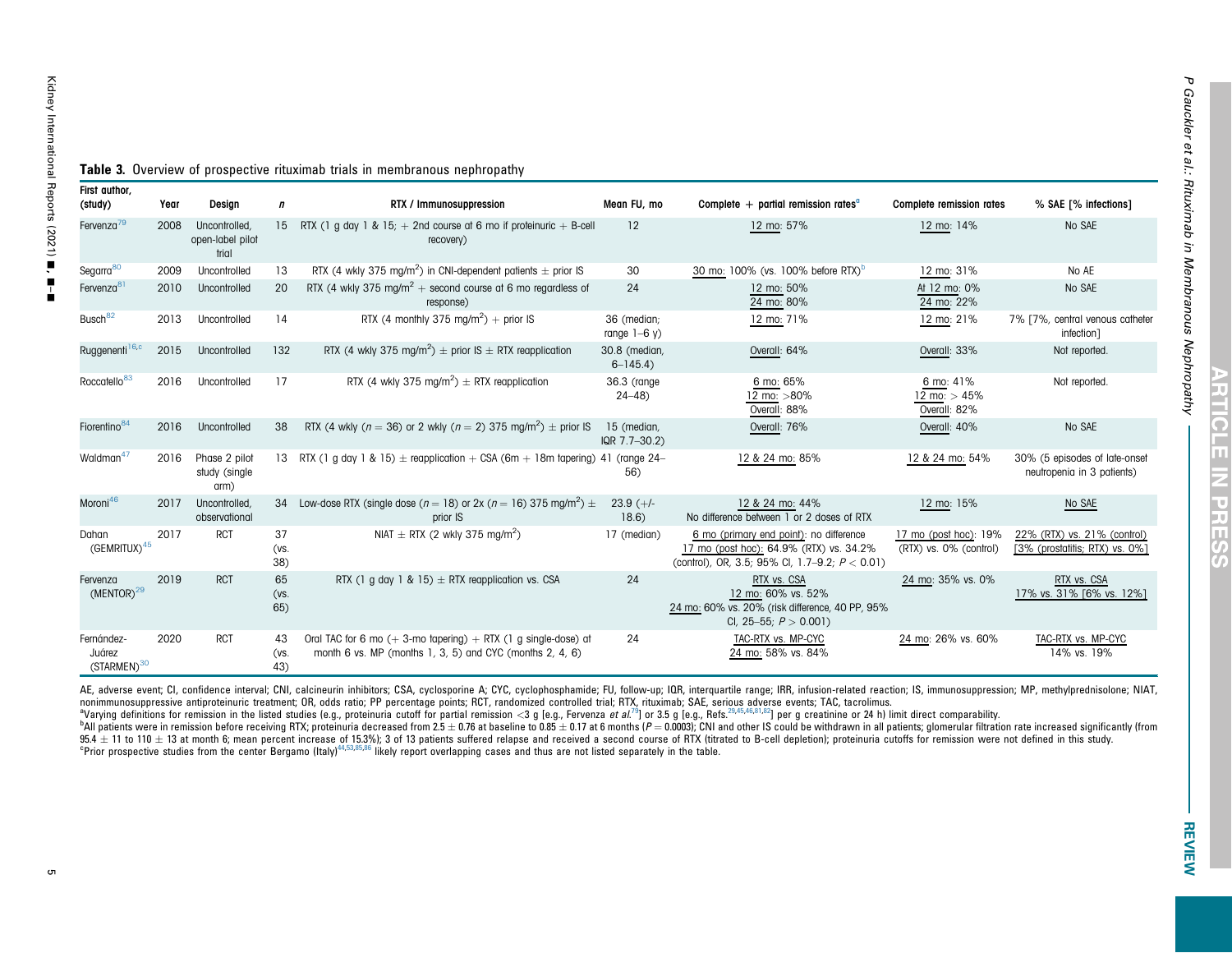**Table 3.** Overview of prospective rituximab trials in membranous nephropathy

| First author, (study) | Year | Design | *n* | RTX / Immunosuppression | Mean FU, mo | Complete + partial remission rates[a] | Complete remission rates | % SAE [% infections] |
|---|---|---|---|---|---|---|---|---|
| Fervenza[79] | 2008 | Uncontrolled, open-label pilot trial | 15 | RTX (1 g day 1 & 15; + 2nd course at 6 mo if proteinuric + B-cell recovery) | 12 | 12 mo: 57% | 12 mo: 14% | No SAE |
| Segarra[80] | 2009 | Uncontrolled | 13 | RTX (4 wkly 375 mg/m$^2$) in CNI-dependent patients ± prior IS | 30 | 30 mo: 100% (vs. 100% before RTX)[b] | 12 mo: 31% | No AE |
| Fervenza[81] | 2010 | Uncontrolled | 20 | RTX (4 wkly 375 mg/m$^2$ + second course at 6 mo regardless of response) | 24 | 12 mo: 50%<br>24 mo: 80% | At 12 mo: 0%<br>24 mo: 22% | No SAE |
| Busch[82] | 2013 | Uncontrolled | 14 | RTX (4 monthly 375 mg/m$^2$) + prior IS | 36 (median; range 1–6 y) | 12 mo: 71% | 12 mo: 21% | 7% [7%, central venous catheter infection] |
| Ruggenenti[16,c] | 2015 | Uncontrolled | 132 | RTX (4 wkly 375 mg/m$^2$) ± prior IS ± RTX reapplication | 30.8 (median, 6–145.4) | Overall: 64% | Overall: 33% | Not reported. |
| Roccatello[83] | 2016 | Uncontrolled | 17 | RTX (4 wkly 375 mg/m$^2$) ± RTX reapplication | 36.3 (range 24–48) | 6 mo: 65%<br>12 mo: >80%<br>Overall: 88% | 6 mo: 41%<br>12 mo: > 45%<br>Overall: 82% | Not reported. |
| Fiorentino[84] | 2016 | Uncontrolled | 38 | RTX (4 wkly (*n* = 36) or 2 wkly (*n* = 2) 375 mg/m$^2$) ± prior IS | 15 (median, IQR 7.7–30.2) | Overall: 76% | Overall: 40% | No SAE |
| Waldman[47] | 2016 | Phase 2 pilot study (single arm) | 13 | RTX (1 g day 1 & 15) ± reapplication + CSA (6m + 18m tapering) | 41 (range 24–56) | 12 & 24 mo: 85% | 12 & 24 mo: 54% | 30% (5 episodes of late-onset neutropenia in 3 patients) |
| Moroni[46] | 2017 | Uncontrolled, observational | 34 | Low-dose RTX (single dose (*n* = 18) or 2x (*n* = 16) 375 mg/m$^2$) ± prior IS | 23.9 (+/- 18.6) | 12 & 24 mo: 44%<br>No difference between 1 or 2 doses of RTX | 12 mo: 15% | No SAE |
| Dahan (GEMRITUX)[45] | 2017 | RCT | 37 (vs. 38) | NIAT ± RTX (2 wkly 375 mg/m$^2$) | 17 (median) | 6 mo (primary end point): no difference<br>17 mo (post hoc): 64.9% (RTX) vs. 34.2% (control), OR, 3.5; 95% CI, 1.7–9.2; $P < 0.01$) | 17 mo (post hoc): 19% (RTX) vs. 0% (control) | 22% (RTX) vs. 21% (control) [3% (prostatitis; RTX) vs. 0%] |
| Fervenza (MENTOR)[29] | 2019 | RCT | 65 (vs. 65) | RTX (1 g day 1 & 15) ± RTX reapplication vs. CSA | 24 | RTX vs. CSA<br>12 mo: 60% vs. 52%<br>24 mo: 60% vs. 20% (risk difference, 40 PP, 95% CI, 25–55; $P > 0.001$) | 24 mo: 35% vs. 0% | RTX vs. CSA<br>17% vs. 31% [6% vs. 12%] |
| Fernández-Juárez (STARMEN)[30] | 2020 | RCT | 43 (vs. 43) | Oral TAC for 6 mo (+ 3-mo tapering) + RTX (1 g single-dose) at month 6 vs. MP (months 1, 3, 5) and CYC (months 2, 4, 6) | 24 | TAC-RTX vs. MP-CYC<br>24 mo: 58% vs. 84% | 24 mo: 26% vs. 60% | TAC-RTX vs. MP-CYC<br>14% vs. 19% |

AE, adverse event; CI, confidence interval; CNI, calcineurin inhibitors; CSA, cyclosporine A; CYC, cyclophosphamide; FU, follow-up; IQR, interquartile range; IRR, infusion-related reaction; IS, immunosuppression; MP, methylprednisolone; NIAT, nonimmunosuppressive antiproteinuric treatment; OR, odds ratio; PP percentage points; RCT, randomized controlled trial; RTX, rituximab; SAE, serious adverse events; TAC, tacrolimus.

[a]Varying definitions for remission in the listed studies (e.g., proteinuria cutoff for partial remission <3 g [e.g., Fervenza *et al.*[79]] or 3.5 g [e.g., Refs.[29,45,46,81,82]] per g creatinine or 24 h) limit direct comparability.

[b]All patients were in remission before receiving RTX; proteinuria decreased from 2.5 ± 0.76 at baseline to 0.85 ± 0.17 at 6 months ($P = 0.0003$); CNI and other IS could be withdrawn in all patients; glomerular filtration rate increased significantly (from 95.4 ± 11 to 110 ± 13 at month 6; mean percent increase of 15.3%); 3 of 13 patients suffered relapse and received a second course of RTX (titrated to B-cell depletion); proteinuria cutoffs for remission were not defined in this study.

[c]Prior prospective studies from the center Bergamo (Italy)[44,53,85,86] likely report overlapping cases and thus are not listed separately in the table.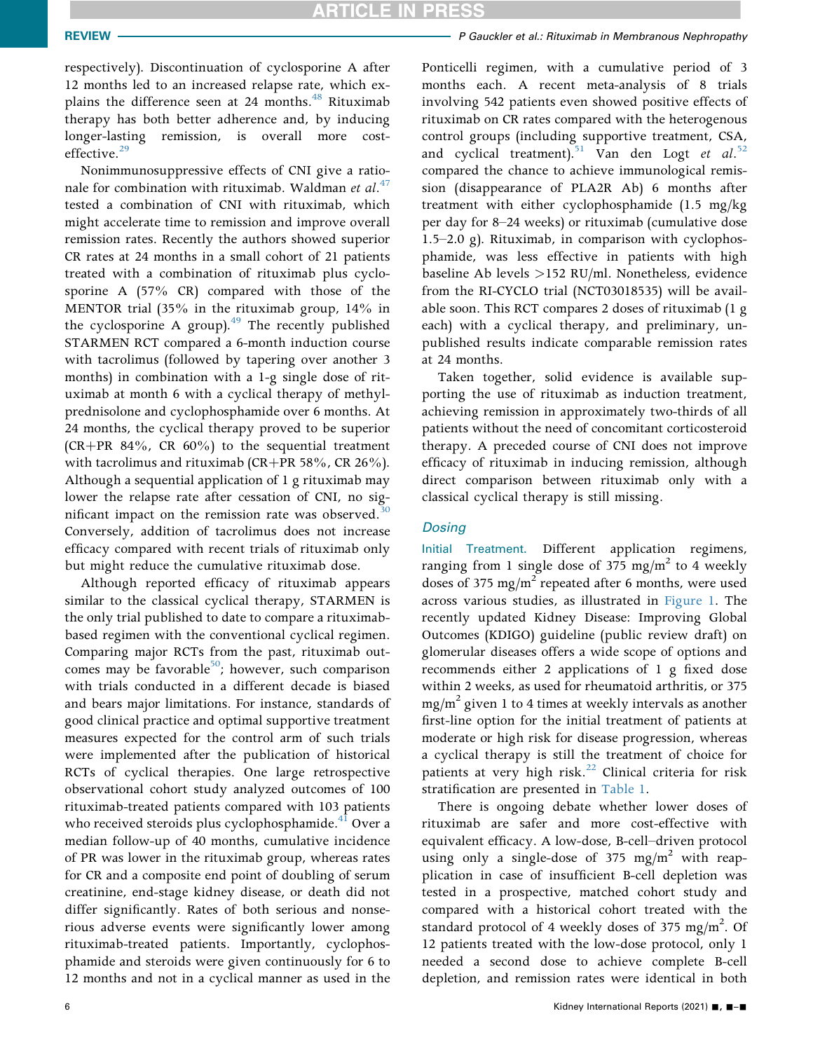respectively). Discontinuation of cyclosporine A after 12 months led to an increased relapse rate, which explains the difference seen at 24 months.[48] Rituximab therapy has both better adherence and, by inducing longer-lasting remission, is overall more cost-effective.[29]

Nonimmunosuppressive effects of CNI give a rationale for combination with rituximab. Waldman *et al.*[47] tested a combination of CNI with rituximab, which might accelerate time to remission and improve overall remission rates. Recently the authors showed superior CR rates at 24 months in a small cohort of 21 patients treated with a combination of rituximab plus cyclosporine A (57% CR) compared with those of the MENTOR trial (35% in the rituximab group, 14% in the cyclosporine A group).[49] The recently published STARMEN RCT compared a 6-month induction course with tacrolimus (followed by tapering over another 3 months) in combination with a 1-g single dose of rituximab at month 6 with a cyclical therapy of methylprednisolone and cyclophosphamide over 6 months. At 24 months, the cyclical therapy proved to be superior (CR+PR 84%, CR 60%) to the sequential treatment with tacrolimus and rituximab (CR+PR 58%, CR 26%). Although a sequential application of 1 g rituximab may lower the relapse rate after cessation of CNI, no significant impact on the remission rate was observed.[30] Conversely, addition of tacrolimus does not increase efficacy compared with recent trials of rituximab only but might reduce the cumulative rituximab dose.

Although reported efficacy of rituximab appears similar to the classical cyclical therapy, STARMEN is the only trial published to date to compare a rituximab-based regimen with the conventional cyclical regimen. Comparing major RCTs from the past, rituximab outcomes may be favorable[50]; however, such comparison with trials conducted in a different decade is biased and bears major limitations. For instance, standards of good clinical practice and optimal supportive treatment measures expected for the control arm of such trials were implemented after the publication of historical RCTs of cyclical therapies. One large retrospective observational cohort study analyzed outcomes of 100 rituximab-treated patients compared with 103 patients who received steroids plus cyclophosphamide.[41] Over a median follow-up of 40 months, cumulative incidence of PR was lower in the rituximab group, whereas rates for CR and a composite end point of doubling of serum creatinine, end-stage kidney disease, or death did not differ significantly. Rates of both serious and nonserious adverse events were significantly lower among rituximab-treated patients. Importantly, cyclophosphamide and steroids were given continuously for 6 to 12 months and not in a cyclical manner as used in the Ponticelli regimen, with a cumulative period of 3 months each. A recent meta-analysis of 8 trials involving 542 patients even showed positive effects of rituximab on CR rates compared with the heterogenous control groups (including supportive treatment, CSA, and cyclical treatment).[51] Van den Logt *et al.*[52] compared the chance to achieve immunological remission (disappearance of PLA2R Ab) 6 months after treatment with either cyclophosphamide (1.5 mg/kg per day for 8–24 weeks) or rituximab (cumulative dose 1.5–2.0 g). Rituximab, in comparison with cyclophosphamide, was less effective in patients with high baseline Ab levels >152 RU/ml. Nonetheless, evidence from the RI-CYCLO trial (NCT03018535) will be available soon. This RCT compares 2 doses of rituximab (1 g each) with a cyclical therapy, and preliminary, unpublished results indicate comparable remission rates at 24 months.

Taken together, solid evidence is available supporting the use of rituximab as induction treatment, achieving remission in approximately two-thirds of all patients without the need of concomitant corticosteroid therapy. A preceded course of CNI does not improve efficacy of rituximab in inducing remission, although direct comparison between rituximab only with a classical cyclical therapy is still missing.

## Dosing

**Initial Treatment.** Different application regimens, ranging from 1 single dose of 375 mg/m$^2$ to 4 weekly doses of 375 mg/m$^2$ repeated after 6 months, were used across various studies, as illustrated in Figure 1. The recently updated Kidney Disease: Improving Global Outcomes (KDIGO) guideline (public review draft) on glomerular diseases offers a wide scope of options and recommends either 2 applications of 1 g fixed dose within 2 weeks, as used for rheumatoid arthritis, or 375 mg/m$^2$ given 1 to 4 times at weekly intervals as another first-line option for the initial treatment of patients at moderate or high risk for disease progression, whereas a cyclical therapy is still the treatment of choice for patients at very high risk.[22] Clinical criteria for risk stratification are presented in Table 1.

There is ongoing debate whether lower doses of rituximab are safer and more cost-effective with equivalent efficacy. A low-dose, B-cell–driven protocol using only a single-dose of 375 mg/m$^2$ with reapplication in case of insufficient B-cell depletion was tested in a prospective, matched cohort study and compared with a historical cohort treated with the standard protocol of 4 weekly doses of 375 mg/m$^2$. Of 12 patients treated with the low-dose protocol, only 1 needed a second dose to achieve complete B-cell depletion, and remission rates were identical in both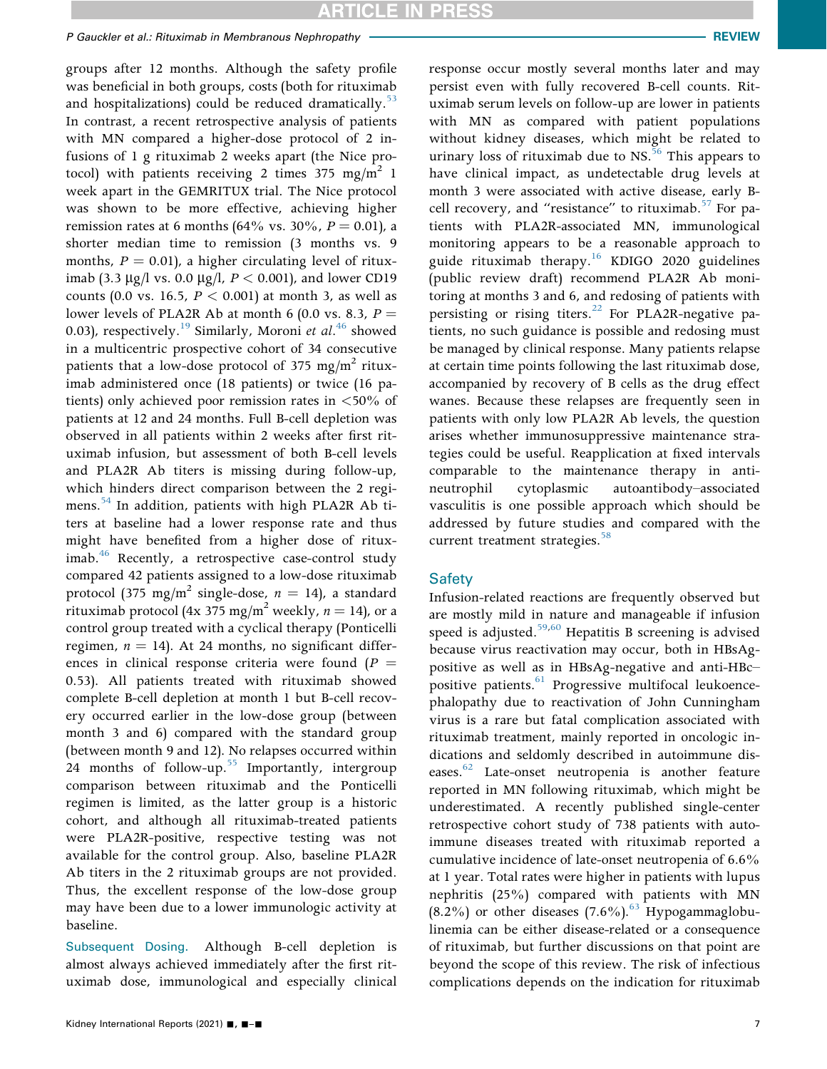groups after 12 months. Although the safety profile was beneficial in both groups, costs (both for rituximab and hospitalizations) could be reduced dramatically.[53] In contrast, a recent retrospective analysis of patients with MN compared a higher-dose protocol of 2 infusions of 1 g rituximab 2 weeks apart (the Nice protocol) with patients receiving 2 times 375 mg/m$^2$ 1 week apart in the GEMRITUX trial. The Nice protocol was shown to be more effective, achieving higher remission rates at 6 months (64% vs. 30%, $P = 0.01$), a shorter median time to remission (3 months vs. 9 months, $P = 0.01$), a higher circulating level of rituximab (3.3 μg/l vs. 0.0 μg/l, $P < 0.001$), and lower CD19 counts (0.0 vs. 16.5, $P < 0.001$) at month 3, as well as lower levels of PLA2R Ab at month 6 (0.0 vs. 8.3, $P = 0.03$), respectively.[19] Similarly, Moroni *et al.*[46] showed in a multicentric prospective cohort of 34 consecutive patients that a low-dose protocol of 375 mg/m$^2$ rituximab administered once (18 patients) or twice (16 patients) only achieved poor remission rates in <50% of patients at 12 and 24 months. Full B-cell depletion was observed in all patients within 2 weeks after first rituximab infusion, but assessment of both B-cell levels and PLA2R Ab titers is missing during follow-up, which hinders direct comparison between the 2 regimens.[54] In addition, patients with high PLA2R Ab titers at baseline had a lower response rate and thus might have benefited from a higher dose of rituximab.[46] Recently, a retrospective case-control study compared 42 patients assigned to a low-dose rituximab protocol (375 mg/m$^2$ single-dose, $n = 14$), a standard rituximab protocol (4x 375 mg/m$^2$ weekly, $n = 14$), or a control group treated with a cyclical therapy (Ponticelli regimen, $n = 14$). At 24 months, no significant differences in clinical response criteria were found ($P = 0.53$). All patients treated with rituximab showed complete B-cell depletion at month 1 but B-cell recovery occurred earlier in the low-dose group (between month 3 and 6) compared with the standard group (between month 9 and 12). No relapses occurred within 24 months of follow-up.[55] Importantly, intergroup comparison between rituximab and the Ponticelli regimen is limited, as the latter group is a historic cohort, and although all rituximab-treated patients were PLA2R-positive, respective testing was not available for the control group. Also, baseline PLA2R Ab titers in the 2 rituximab groups are not provided. Thus, the excellent response of the low-dose group may have been due to a lower immunologic activity at baseline.

**Subsequent Dosing.** Although B-cell depletion is almost always achieved immediately after the first rituximab dose, immunological and especially clinical response occur mostly several months later and may persist even with fully recovered B-cell counts. Rituximab serum levels on follow-up are lower in patients with MN as compared with patient populations without kidney diseases, which might be related to urinary loss of rituximab due to NS.[56] This appears to have clinical impact, as undetectable drug levels at month 3 were associated with active disease, early B-cell recovery, and "resistance" to rituximab.[57] For patients with PLA2R-associated MN, immunological monitoring appears to be a reasonable approach to guide rituximab therapy.[16] KDIGO 2020 guidelines (public review draft) recommend PLA2R Ab monitoring at months 3 and 6, and redosing of patients with persisting or rising titers.[22] For PLA2R-negative patients, no such guidance is possible and redosing must be managed by clinical response. Many patients relapse at certain time points following the last rituximab dose, accompanied by recovery of B cells as the drug effect wanes. Because these relapses are frequently seen in patients with only low PLA2R Ab levels, the question arises whether immunosuppressive maintenance strategies could be useful. Reapplication at fixed intervals comparable to the maintenance therapy in anti-neutrophil cytoplasmic autoantibody–associated vasculitis is one possible approach which should be addressed by future studies and compared with the current treatment strategies.[58]

## Safety

Infusion-related reactions are frequently observed but are mostly mild in nature and manageable if infusion speed is adjusted.[59,60] Hepatitis B screening is advised because virus reactivation may occur, both in HBsAg-positive as well as in HBsAg-negative and anti-HBc–positive patients.[61] Progressive multifocal leukoencephalopathy due to reactivation of John Cunningham virus is a rare but fatal complication associated with rituximab treatment, mainly reported in oncologic indications and seldomly described in autoimmune diseases.[62] Late-onset neutropenia is another feature reported in MN following rituximab, which might be underestimated. A recently published single-center retrospective cohort study of 738 patients with autoimmune diseases treated with rituximab reported a cumulative incidence of late-onset neutropenia of 6.6% at 1 year. Total rates were higher in patients with lupus nephritis (25%) compared with patients with MN (8.2%) or other diseases (7.6%).[63] Hypogammaglobulinemia can be either disease-related or a consequence of rituximab, but further discussions on that point are beyond the scope of this review. The risk of infectious complications depends on the indication for rituximab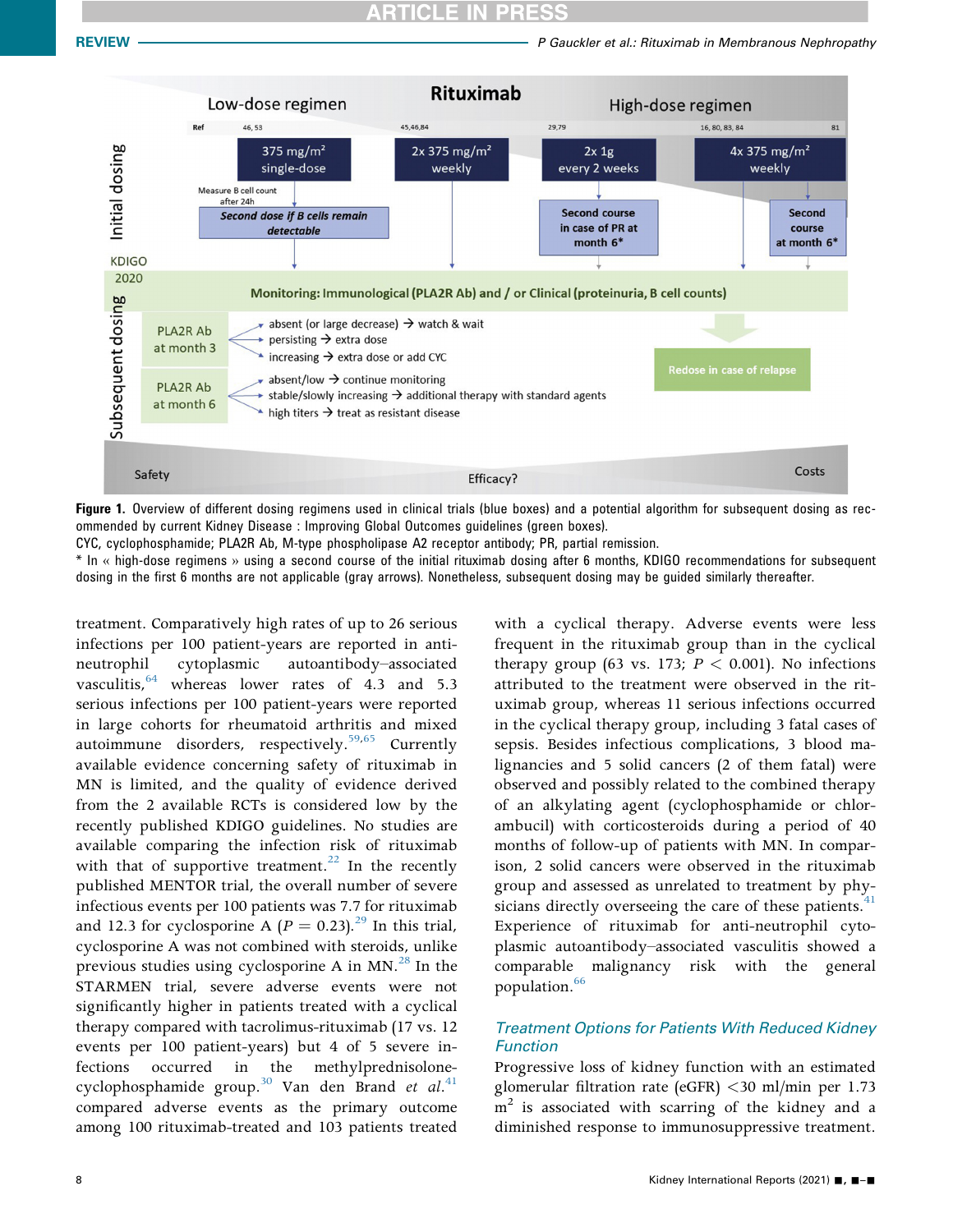**Figure 1.** Overview of different dosing regimens used in clinical trials (blue boxes) and a potential algorithm for subsequent dosing as recommended by current Kidney Disease : Improving Global Outcomes guidelines (green boxes).
CYC, cyclophosphamide; PLA2R Ab, M-type phospholipase A2 receptor antibody; PR, partial remission.
* In « high-dose regimens » using a second course of the initial rituximab dosing after 6 months, KDIGO recommendations for subsequent dosing in the first 6 months are not applicable (gray arrows). Nonetheless, subsequent dosing may be guided similarly thereafter.

treatment. Comparatively high rates of up to 26 serious infections per 100 patient-years are reported in anti-neutrophil cytoplasmic autoantibody–associated vasculitis,[64] whereas lower rates of 4.3 and 5.3 serious infections per 100 patient-years were reported in large cohorts for rheumatoid arthritis and mixed autoimmune disorders, respectively.[59,65] Currently available evidence concerning safety of rituximab in MN is limited, and the quality of evidence derived from the 2 available RCTs is considered low by the recently published KDIGO guidelines. No studies are available comparing the infection risk of rituximab with that of supportive treatment.[22] In the recently published MENTOR trial, the overall number of severe infectious events per 100 patients was 7.7 for rituximab and 12.3 for cyclosporine A ($P = 0.23$).[29] In this trial, cyclosporine A was not combined with steroids, unlike previous studies using cyclosporine A in MN.[28] In the STARMEN trial, severe adverse events were not significantly higher in patients treated with a cyclical therapy compared with tacrolimus-rituximab (17 vs. 12 events per 100 patient-years) but 4 of 5 severe infections occurred in the methylprednisolone-cyclophosphamide group.[30] Van den Brand *et al.*[41] compared adverse events as the primary outcome among 100 rituximab-treated and 103 patients treated with a cyclical therapy. Adverse events were less frequent in the rituximab group than in the cyclical therapy group (63 vs. 173; $P < 0.001$). No infections attributed to the treatment were observed in the rituximab group, whereas 11 serious infections occurred in the cyclical therapy group, including 3 fatal cases of sepsis. Besides infectious complications, 3 blood malignancies and 5 solid cancers (2 of them fatal) were observed and possibly related to the combined therapy of an alkylating agent (cyclophosphamide or chlorambucil) with corticosteroids during a period of 40 months of follow-up of patients with MN. In comparison, 2 solid cancers were observed in the rituximab group and assessed as unrelated to treatment by physicians directly overseeing the care of these patients.[41] Experience of rituximab for anti-neutrophil cytoplasmic autoantibody–associated vasculitis showed a comparable malignancy risk with the general population.[66]

### Treatment Options for Patients With Reduced Kidney Function

Progressive loss of kidney function with an estimated glomerular filtration rate (eGFR) <30 ml/min per 1.73 $m^2$ is associated with scarring of the kidney and a diminished response to immunosuppressive treatment.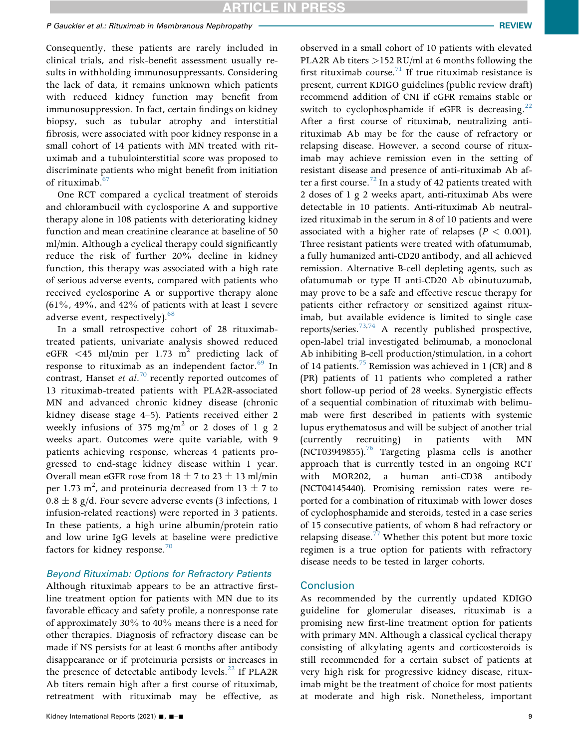Consequently, these patients are rarely included in clinical trials, and risk-benefit assessment usually results in withholding immunosuppressants. Considering the lack of data, it remains unknown which patients with reduced kidney function may benefit from immunosuppression. In fact, certain findings on kidney biopsy, such as tubular atrophy and interstitial fibrosis, were associated with poor kidney response in a small cohort of 14 patients with MN treated with rituximab and a tubulointerstitial score was proposed to discriminate patients who might benefit from initiation of rituximab.[67]

One RCT compared a cyclical treatment of steroids and chlorambucil with cyclosporine A and supportive therapy alone in 108 patients with deteriorating kidney function and mean creatinine clearance at baseline of 50 ml/min. Although a cyclical therapy could significantly reduce the risk of further 20% decline in kidney function, this therapy was associated with a high rate of serious adverse events, compared with patients who received cyclosporine A or supportive therapy alone (61%, 49%, and 42% of patients with at least 1 severe adverse event, respectively).[68]

In a small retrospective cohort of 28 rituximab-treated patients, univariate analysis showed reduced eGFR <45 ml/min per 1.73 $m^2$ predicting lack of response to rituximab as an independent factor.[69] In contrast, Hanset *et al.*[70] recently reported outcomes of 13 rituximab-treated patients with PLA2R-associated MN and advanced chronic kidney disease (chronic kidney disease stage 4–5). Patients received either 2 weekly infusions of 375 mg/$m^2$ or 2 doses of 1 g 2 weeks apart. Outcomes were quite variable, with 9 patients achieving response, whereas 4 patients progressed to end-stage kidney disease within 1 year. Overall mean eGFR rose from $18 \pm 7$ to $23 \pm 13$ ml/min per 1.73 $m^2$, and proteinuria decreased from $13 \pm 7$ to $0.8 \pm 8$ g/d. Four severe adverse events (3 infections, 1 infusion-related reactions) were reported in 3 patients. In these patients, a high urine albumin/protein ratio and low urine IgG levels at baseline were predictive factors for kidney response.[70]

### Beyond Rituximab: Options for Refractory Patients

Although rituximab appears to be an attractive first-line treatment option for patients with MN due to its favorable efficacy and safety profile, a nonresponse rate of approximately 30% to 40% means there is a need for other therapies. Diagnosis of refractory disease can be made if NS persists for at least 6 months after antibody disappearance or if proteinuria persists or increases in the presence of detectable antibody levels.[22] If PLA2R Ab titers remain high after a first course of rituximab, retreatment with rituximab may be effective, as observed in a small cohort of 10 patients with elevated PLA2R Ab titers >152 RU/ml at 6 months following the first rituximab course.[71] If true rituximab resistance is present, current KDIGO guidelines (public review draft) recommend addition of CNI if eGFR remains stable or switch to cyclophosphamide if eGFR is decreasing.[22] After a first course of rituximab, neutralizing anti-rituximab Ab may be for the cause of refractory or relapsing disease. However, a second course of rituximab may achieve remission even in the setting of resistant disease and presence of anti-rituximab Ab after a first course.[72] In a study of 42 patients treated with 2 doses of 1 g 2 weeks apart, anti-rituximab Abs were detectable in 10 patients. Anti-rituximab Ab neutralized rituximab in the serum in 8 of 10 patients and were associated with a higher rate of relapses ($P < 0.001$). Three resistant patients were treated with ofatumumab, a fully humanized anti-CD20 antibody, and all achieved remission. Alternative B-cell depleting agents, such as ofatumumab or type II anti-CD20 Ab obinutuzumab, may prove to be a safe and effective rescue therapy for patients either refractory or sensitized against rituximab, but available evidence is limited to single case reports/series.[73,74] A recently published prospective, open-label trial investigated belimumab, a monoclonal Ab inhibiting B-cell production/stimulation, in a cohort of 14 patients.[75] Remission was achieved in 1 (CR) and 8 (PR) patients of 11 patients who completed a rather short follow-up period of 28 weeks. Synergistic effects of a sequential combination of rituximab with belimumab were first described in patients with systemic lupus erythematosus and will be subject of another trial (currently recruiting) in patients with MN (NCT03949855).[76] Targeting plasma cells is another approach that is currently tested in an ongoing RCT with MOR202, a human anti-CD38 antibody (NCT04145440). Promising remission rates were reported for a combination of rituximab with lower doses of cyclophosphamide and steroids, tested in a case series of 15 consecutive patients, of whom 8 had refractory or relapsing disease.[77] Whether this potent but more toxic regimen is a true option for patients with refractory disease needs to be tested in larger cohorts.

## Conclusion

As recommended by the currently updated KDIGO guideline for glomerular diseases, rituximab is a promising new first-line treatment option for patients with primary MN. Although a classical cyclical therapy consisting of alkylating agents and corticosteroids is still recommended for a certain subset of patients at very high risk for progressive kidney disease, rituximab might be the treatment of choice for most patients at moderate and high risk. Nonetheless, important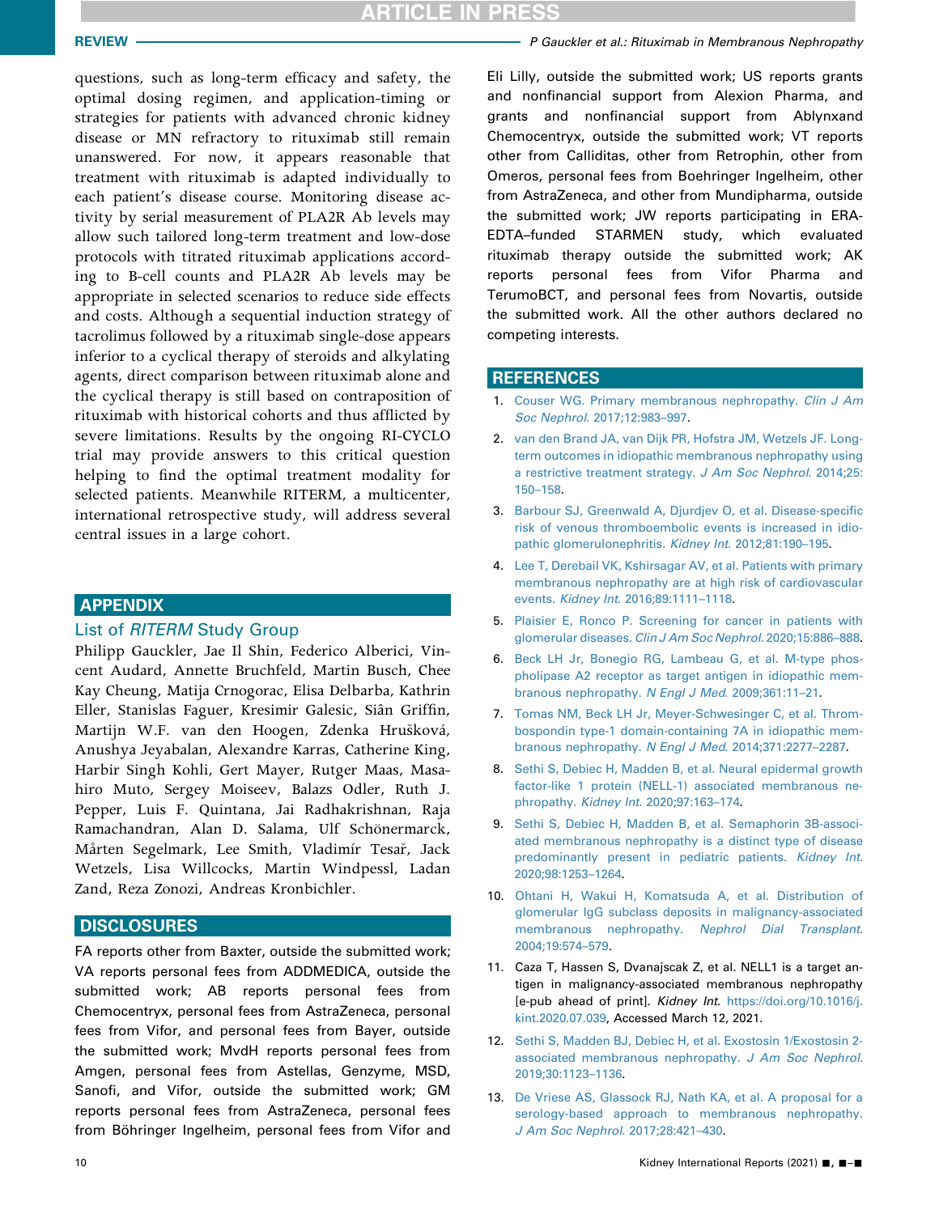questions, such as long-term efficacy and safety, the optimal dosing regimen, and application-timing or strategies for patients with advanced chronic kidney disease or MN refractory to rituximab still remain unanswered. For now, it appears reasonable that treatment with rituximab is adapted individually to each patient's disease course. Monitoring disease activity by serial measurement of PLA2R Ab levels may allow such tailored long-term treatment and low-dose protocols with titrated rituximab applications according to B-cell counts and PLA2R Ab levels may be appropriate in selected scenarios to reduce side effects and costs. Although a sequential induction strategy of tacrolimus followed by a rituximab single-dose appears inferior to a cyclical therapy of steroids and alkylating agents, direct comparison between rituximab alone and the cyclical therapy is still based on contraposition of rituximab with historical cohorts and thus afflicted by severe limitations. Results by the ongoing RI-CYCLO trial may provide answers to this critical question helping to find the optimal treatment modality for selected patients. Meanwhile RITERM, a multicenter, international retrospective study, will address several central issues in a large cohort.

## APPENDIX

### List of *RITERM* Study Group

Philipp Gauckler, Jae Il Shin, Federico Alberici, Vincent Audard, Annette Bruchfeld, Martin Busch, Chee Kay Cheung, Matija Crnogorac, Elisa Delbarba, Kathrin Eller, Stanislas Faguer, Kresimir Galesic, Siân Griffin, Martijn W.F. van den Hoogen, Zdenka Hrušková, Anushya Jeyabalan, Alexandre Karras, Catherine King, Harbir Singh Kohli, Gert Mayer, Rutger Maas, Masahiro Muto, Sergey Moiseev, Balazs Odler, Ruth J. Pepper, Luis F. Quintana, Jai Radhakrishnan, Raja Ramachandran, Alan D. Salama, Ulf Schönermarck, Mårten Segelmark, Lee Smith, Vladimír Tesař, Jack Wetzels, Lisa Willcocks, Martin Windpessl, Ladan Zand, Reza Zonozi, Andreas Kronbichler.

## DISCLOSURES

FA reports other from Baxter, outside the submitted work; VA reports personal fees from ADDMEDICA, outside the submitted work; AB reports personal fees from Chemocentryx, personal fees from AstraZeneca, personal fees from Vifor, and personal fees from Bayer, outside the submitted work; MvdH reports personal fees from Amgen, personal fees from Astellas, Genzyme, MSD, Sanofi, and Vifor, outside the submitted work; GM reports personal fees from AstraZeneca, personal fees from Böhringer Ingelheim, personal fees from Vifor and Eli Lilly, outside the submitted work; US reports grants and nonfinancial support from Alexion Pharma, and grants and nonfinancial support from Ablynxand Chemocentryx, outside the submitted work; VT reports other from Calliditas, other from Retrophin, other from Omeros, personal fees from Boehringer Ingelheim, other from AstraZeneca, and other from Mundipharma, outside the submitted work; JW reports participating in ERA-EDTA–funded STARMEN study, which evaluated rituximab therapy outside the submitted work; AK reports personal fees from Vifor Pharma and TerumoBCT, and personal fees from Novartis, outside the submitted work. All the other authors declared no competing interests.

## REFERENCES

1. Couser WG. Primary membranous nephropathy. *Clin J Am Soc Nephrol*. 2017;12:983–997.
2. van den Brand JA, van Dijk PR, Hofstra JM, Wetzels JF. Long-term outcomes in idiopathic membranous nephropathy using a restrictive treatment strategy. *J Am Soc Nephrol*. 2014;25:150–158.
3. Barbour SJ, Greenwald A, Djurdjev O, et al. Disease-specific risk of venous thromboembolic events is increased in idiopathic glomerulonephritis. *Kidney Int*. 2012;81:190–195.
4. Lee T, Derebail VK, Kshirsagar AV, et al. Patients with primary membranous nephropathy are at high risk of cardiovascular events. *Kidney Int*. 2016;89:1111–1118.
5. Plaisier E, Ronco P. Screening for cancer in patients with glomerular diseases. *Clin J Am Soc Nephrol*. 2020;15:886–888.
6. Beck LH Jr, Bonegio RG, Lambeau G, et al. M-type phospholipase A2 receptor as target antigen in idiopathic membranous nephropathy. *N Engl J Med*. 2009;361:11–21.
7. Tomas NM, Beck LH Jr, Meyer-Schwesinger C, et al. Thrombospondin type-1 domain-containing 7A in idiopathic membranous nephropathy. *N Engl J Med*. 2014;371:2277–2287.
8. Sethi S, Debiec H, Madden B, et al. Neural epidermal growth factor-like 1 protein (NELL-1) associated membranous nephropathy. *Kidney Int*. 2020;97:163–174.
9. Sethi S, Debiec H, Madden B, et al. Semaphorin 3B-associated membranous nephropathy is a distinct type of disease predominantly present in pediatric patients. *Kidney Int*. 2020;98:1253–1264.
10. Ohtani H, Wakui H, Komatsuda A, et al. Distribution of glomerular IgG subclass deposits in malignancy-associated membranous nephropathy. *Nephrol Dial Transplant*. 2004;19:574–579.
11. Caza T, Hassen S, Dvanajscak Z, et al. NELL1 is a target antigen in malignancy-associated membranous nephropathy [e-pub ahead of print]. *Kidney Int*. https://doi.org/10.1016/j.kint.2020.07.039, Accessed March 12, 2021.
12. Sethi S, Madden BJ, Debiec H, et al. Exostosin 1/Exostosin 2-associated membranous nephropathy. *J Am Soc Nephrol*. 2019;30:1123–1136.
13. De Vriese AS, Glassock RJ, Nath KA, et al. A proposal for a serology-based approach to membranous nephropathy. *J Am Soc Nephrol*. 2017;28:421–430.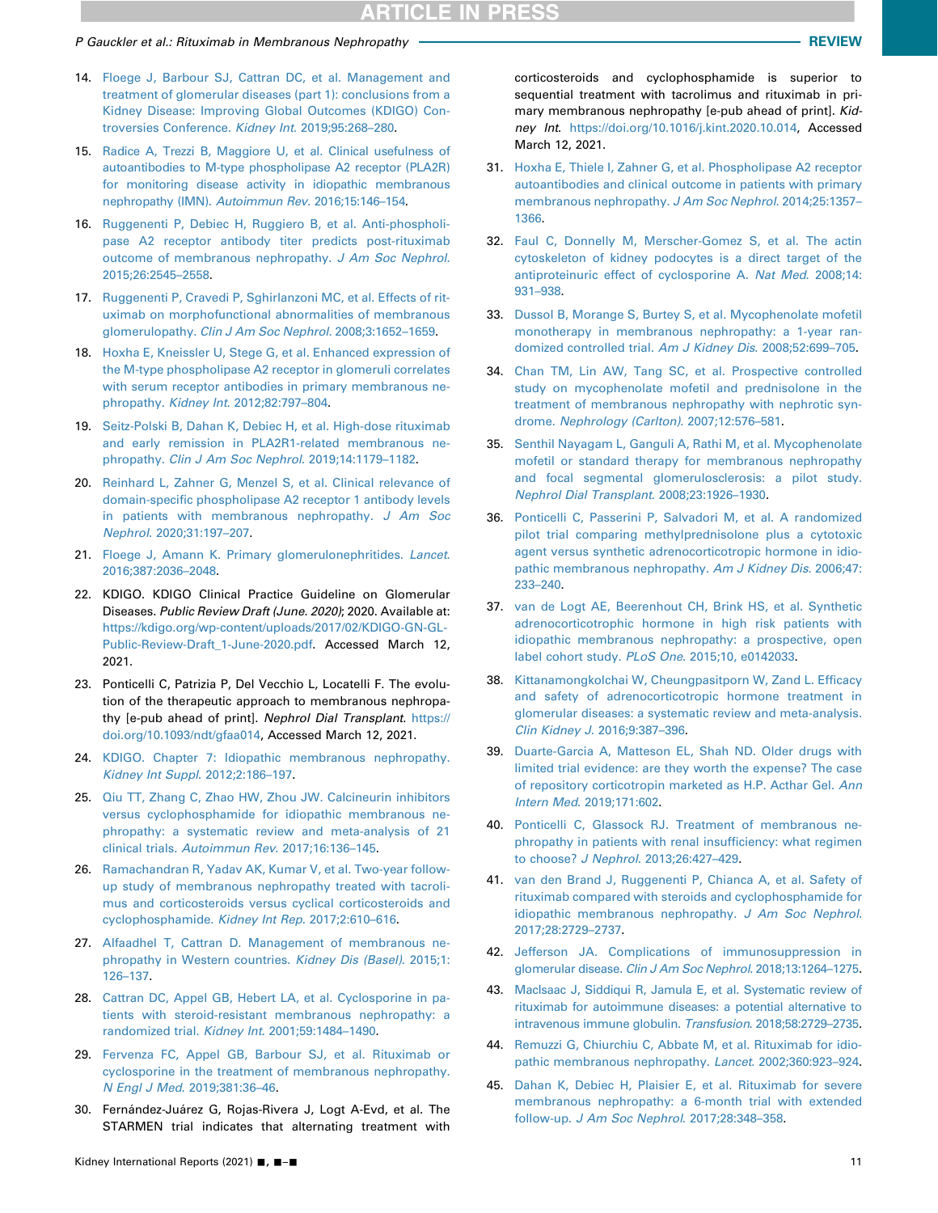14. Floege J, Barbour SJ, Cattran DC, et al. Management and treatment of glomerular diseases (part 1): conclusions from a Kidney Disease: Improving Global Outcomes (KDIGO) Controversies Conference. *Kidney Int*. 2019;95:268–280.
15. Radice A, Trezzi B, Maggiore U, et al. Clinical usefulness of autoantibodies to M-type phospholipase A2 receptor (PLA2R) for monitoring disease activity in idiopathic membranous nephropathy (IMN). *Autoimmun Rev*. 2016;15:146–154.
16. Ruggenenti P, Debiec H, Ruggiero B, et al. Anti-phospholipase A2 receptor antibody titer predicts post-rituximab outcome of membranous nephropathy. *J Am Soc Nephrol*. 2015;26:2545–2558.
17. Ruggenenti P, Cravedi P, Sghirlanzoni MC, et al. Effects of rituximab on morphofunctional abnormalities of membranous glomerulopathy. *Clin J Am Soc Nephrol*. 2008;3:1652–1659.
18. Hoxha E, Kneissler U, Stege G, et al. Enhanced expression of the M-type phospholipase A2 receptor in glomeruli correlates with serum receptor antibodies in primary membranous nephropathy. *Kidney Int*. 2012;82:797–804.
19. Seitz-Polski B, Dahan K, Debiec H, et al. High-dose rituximab and early remission in PLA2R1-related membranous nephropathy. *Clin J Am Soc Nephrol*. 2019;14:1179–1182.
20. Reinhard L, Zahner G, Menzel S, et al. Clinical relevance of domain-specific phospholipase A2 receptor 1 antibody levels in patients with membranous nephropathy. *J Am Soc Nephrol*. 2020;31:197–207.
21. Floege J, Amann K. Primary glomerulonephritides. *Lancet*. 2016;387:2036–2048.
22. KDIGO. KDIGO Clinical Practice Guideline on Glomerular Diseases. *Public Review Draft (June. 2020)*; 2020. Available at: https://kdigo.org/wp-content/uploads/2017/02/KDIGO-GN-GL-Public-Review-Draft_1-June-2020.pdf. Accessed March 12, 2021.
23. Ponticelli C, Patrizia P, Del Vecchio L, Locatelli F. The evolution of the therapeutic approach to membranous nephropathy [e-pub ahead of print]. *Nephrol Dial Transplant*. https://doi.org/10.1093/ndt/gfaa014, Accessed March 12, 2021.
24. KDIGO. Chapter 7: Idiopathic membranous nephropathy. *Kidney Int Suppl*. 2012;2:186–197.
25. Qiu TT, Zhang C, Zhao HW, Zhou JW. Calcineurin inhibitors versus cyclophosphamide for idiopathic membranous nephropathy: a systematic review and meta-analysis of 21 clinical trials. *Autoimmun Rev*. 2017;16:136–145.
26. Ramachandran R, Yadav AK, Kumar V, et al. Two-year follow-up study of membranous nephropathy treated with tacrolimus and corticosteroids versus cyclical corticosteroids and cyclophosphamide. *Kidney Int Rep*. 2017;2:610–616.
27. Alfaadhel T, Cattran D. Management of membranous nephropathy in Western countries. *Kidney Dis (Basel)*. 2015;1:126–137.
28. Cattran DC, Appel GB, Hebert LA, et al. Cyclosporine in patients with steroid-resistant membranous nephropathy: a randomized trial. *Kidney Int*. 2001;59:1484–1490.
29. Fervenza FC, Appel GB, Barbour SJ, et al. Rituximab or cyclosporine in the treatment of membranous nephropathy. *N Engl J Med*. 2019;381:36–46.
30. Fernández-Juárez G, Rojas-Rivera J, Logt A-Evd, et al. The STARMEN trial indicates that alternating treatment with corticosteroids and cyclophosphamide is superior to sequential treatment with tacrolimus and rituximab in primary membranous nephropathy [e-pub ahead of print]. *Kidney Int*. https://doi.org/10.1016/j.kint.2020.10.014, Accessed March 12, 2021.
31. Hoxha E, Thiele I, Zahner G, et al. Phospholipase A2 receptor autoantibodies and clinical outcome in patients with primary membranous nephropathy. *J Am Soc Nephrol*. 2014;25:1357–1366.
32. Faul C, Donnelly M, Merscher-Gomez S, et al. The actin cytoskeleton of kidney podocytes is a direct target of the antiproteinuric effect of cyclosporine A. *Nat Med*. 2008;14:931–938.
33. Dussol B, Morange S, Burtey S, et al. Mycophenolate mofetil monotherapy in membranous nephropathy: a 1-year randomized controlled trial. *Am J Kidney Dis*. 2008;52:699–705.
34. Chan TM, Lin AW, Tang SC, et al. Prospective controlled study on mycophenolate mofetil and prednisolone in the treatment of membranous nephropathy with nephrotic syndrome. *Nephrology (Carlton)*. 2007;12:576–581.
35. Senthil Nayagam L, Ganguli A, Rathi M, et al. Mycophenolate mofetil or standard therapy for membranous nephropathy and focal segmental glomerulosclerosis: a pilot study. *Nephrol Dial Transplant*. 2008;23:1926–1930.
36. Ponticelli C, Passerini P, Salvadori M, et al. A randomized pilot trial comparing methylprednisolone plus a cytotoxic agent versus synthetic adrenocorticotropic hormone in idiopathic membranous nephropathy. *Am J Kidney Dis*. 2006;47:233–240.
37. van de Logt AE, Beerenhout CH, Brink HS, et al. Synthetic adrenocorticotrophic hormone in high risk patients with idiopathic membranous nephropathy: a prospective, open label cohort study. *PLoS One*. 2015;10, e0142033.
38. Kittanamongkolchai W, Cheungpasitporn W, Zand L. Efficacy and safety of adrenocorticotropic hormone treatment in glomerular diseases: a systematic review and meta-analysis. *Clin Kidney J*. 2016;9:387–396.
39. Duarte-Garcia A, Matteson EL, Shah ND. Older drugs with limited trial evidence: are they worth the expense? The case of repository corticotropin marketed as H.P. Acthar Gel. *Ann Intern Med*. 2019;171:602.
40. Ponticelli C, Glassock RJ. Treatment of membranous nephropathy in patients with renal insufficiency: what regimen to choose? *J Nephrol*. 2013;26:427–429.
41. van den Brand J, Ruggenenti P, Chianca A, et al. Safety of rituximab compared with steroids and cyclophosphamide for idiopathic membranous nephropathy. *J Am Soc Nephrol*. 2017;28:2729–2737.
42. Jefferson JA. Complications of immunosuppression in glomerular disease. *Clin J Am Soc Nephrol*. 2018;13:1264–1275.
43. MacIsaac J, Siddiqui R, Jamula E, et al. Systematic review of rituximab for autoimmune diseases: a potential alternative to intravenous immune globulin. *Transfusion*. 2018;58:2729–2735.
44. Remuzzi G, Chiurchiu C, Abbate M, et al. Rituximab for idiopathic membranous nephropathy. *Lancet*. 2002;360:923–924.
45. Dahan K, Debiec H, Plaisier E, et al. Rituximab for severe membranous nephropathy: a 6-month trial with extended follow-up. *J Am Soc Nephrol*. 2017;28:348–358.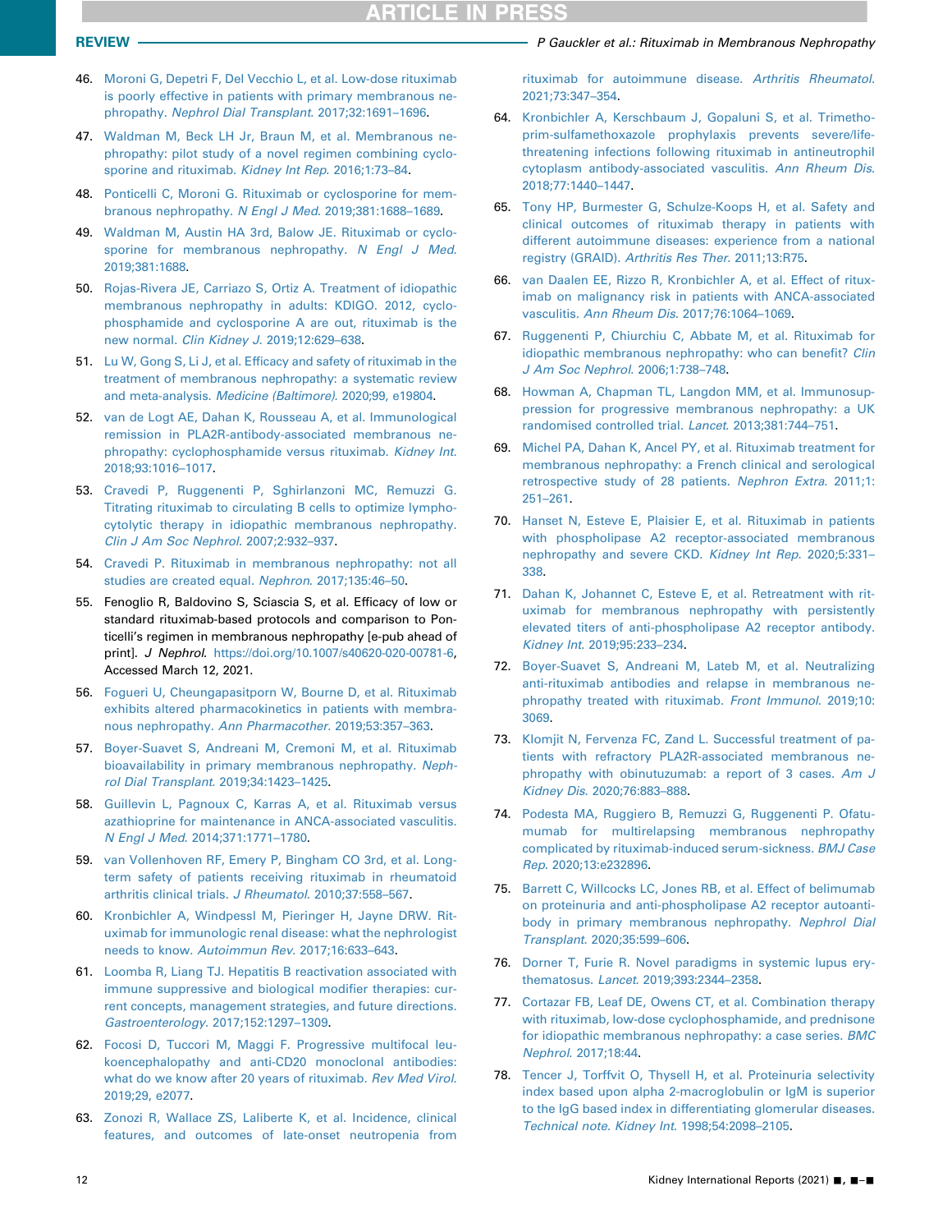46. Moroni G, Depetri F, Del Vecchio L, et al. Low-dose rituximab is poorly effective in patients with primary membranous nephropathy. *Nephrol Dial Transplant*. 2017;32:1691–1696.
47. Waldman M, Beck LH Jr, Braun M, et al. Membranous nephropathy: pilot study of a novel regimen combining cyclosporine and rituximab. *Kidney Int Rep*. 2016;1:73–84.
48. Ponticelli C, Moroni G. Rituximab or cyclosporine for membranous nephropathy. *N Engl J Med*. 2019;381:1688–1689.
49. Waldman M, Austin HA 3rd, Balow JE. Rituximab or cyclosporine for membranous nephropathy. *N Engl J Med*. 2019;381:1688.
50. Rojas-Rivera JE, Carriazo S, Ortiz A. Treatment of idiopathic membranous nephropathy in adults: KDIGO. 2012, cyclophosphamide and cyclosporine A are out, rituximab is the new normal. *Clin Kidney J*. 2019;12:629–638.
51. Lu W, Gong S, Li J, et al. Efficacy and safety of rituximab in the treatment of membranous nephropathy: a systematic review and meta-analysis. *Medicine (Baltimore)*. 2020;99, e19804.
52. van de Logt AE, Dahan K, Rousseau A, et al. Immunological remission in PLA2R-antibody-associated membranous nephropathy: cyclophosphamide versus rituximab. *Kidney Int*. 2018;93:1016–1017.
53. Cravedi P, Ruggenenti P, Sghirlanzoni MC, Remuzzi G. Titrating rituximab to circulating B cells to optimize lymphocytolytic therapy in idiopathic membranous nephropathy. *Clin J Am Soc Nephrol*. 2007;2:932–937.
54. Cravedi P. Rituximab in membranous nephropathy: not all studies are created equal. *Nephron*. 2017;135:46–50.
55. Fenoglio R, Baldovino S, Sciascia S, et al. Efficacy of low or standard rituximab-based protocols and comparison to Ponticelli's regimen in membranous nephropathy [e-pub ahead of print]. *J Nephrol*. https://doi.org/10.1007/s40620-020-00781-6, Accessed March 12, 2021.
56. Fogueri U, Cheungapasitporn W, Bourne D, et al. Rituximab exhibits altered pharmacokinetics in patients with membranous nephropathy. *Ann Pharmacother*. 2019;53:357–363.
57. Boyer-Suavet S, Andreani M, Cremoni M, et al. Rituximab bioavailability in primary membranous nephropathy. *Nephrol Dial Transplant*. 2019;34:1423–1425.
58. Guillevin L, Pagnoux C, Karras A, et al. Rituximab versus azathioprine for maintenance in ANCA-associated vasculitis. *N Engl J Med*. 2014;371:1771–1780.
59. van Vollenhoven RF, Emery P, Bingham CO 3rd, et al. Long-term safety of patients receiving rituximab in rheumatoid arthritis clinical trials. *J Rheumatol*. 2010;37:558–567.
60. Kronbichler A, Windpessl M, Pieringer H, Jayne DRW. Rituximab for immunologic renal disease: what the nephrologist needs to know. *Autoimmun Rev*. 2017;16:633–643.
61. Loomba R, Liang TJ. Hepatitis B reactivation associated with immune suppressive and biological modifier therapies: current concepts, management strategies, and future directions. *Gastroenterology*. 2017;152:1297–1309.
62. Focosi D, Tuccori M, Maggi F. Progressive multifocal leukoencephalopathy and anti-CD20 monoclonal antibodies: what do we know after 20 years of rituximab. *Rev Med Virol*. 2019;29, e2077.
63. Zonozi R, Wallace ZS, Laliberte K, et al. Incidence, clinical features, and outcomes of late-onset neutropenia from rituximab for autoimmune disease. *Arthritis Rheumatol*. 2021;73:347–354.
64. Kronbichler A, Kerschbaum J, Gopaluni S, et al. Trimethoprim-sulfamethoxazole prophylaxis prevents severe/life-threatening infections following rituximab in antineutrophil cytoplasm antibody-associated vasculitis. *Ann Rheum Dis*. 2018;77:1440–1447.
65. Tony HP, Burmester G, Schulze-Koops H, et al. Safety and clinical outcomes of rituximab therapy in patients with different autoimmune diseases: experience from a national registry (GRAID). *Arthritis Res Ther*. 2011;13:R75.
66. van Daalen EE, Rizzo R, Kronbichler A, et al. Effect of rituximab on malignancy risk in patients with ANCA-associated vasculitis. *Ann Rheum Dis*. 2017;76:1064–1069.
67. Ruggenenti P, Chiurchiu C, Abbate M, et al. Rituximab for idiopathic membranous nephropathy: who can benefit? *Clin J Am Soc Nephrol*. 2006;1:738–748.
68. Howman A, Chapman TL, Langdon MM, et al. Immunosuppression for progressive membranous nephropathy: a UK randomised controlled trial. *Lancet*. 2013;381:744–751.
69. Michel PA, Dahan K, Ancel PY, et al. Rituximab treatment for membranous nephropathy: a French clinical and serological retrospective study of 28 patients. *Nephron Extra*. 2011;1:251–261.
70. Hanset N, Esteve E, Plaisier E, et al. Rituximab in patients with phospholipase A2 receptor-associated membranous nephropathy and severe CKD. *Kidney Int Rep*. 2020;5:331–338.
71. Dahan K, Johannet C, Esteve E, et al. Retreatment with rituximab for membranous nephropathy with persistently elevated titers of anti-phospholipase A2 receptor antibody. *Kidney Int*. 2019;95:233–234.
72. Boyer-Suavet S, Andreani M, Lateb M, et al. Neutralizing anti-rituximab antibodies and relapse in membranous nephropathy treated with rituximab. *Front Immunol*. 2019;10:3069.
73. Klomjit N, Fervenza FC, Zand L. Successful treatment of patients with refractory PLA2R-associated membranous nephropathy with obinutuzumab: a report of 3 cases. *Am J Kidney Dis*. 2020;76:883–888.
74. Podesta MA, Ruggiero B, Remuzzi G, Ruggenenti P. Ofatumumab for multirelapsing membranous nephropathy complicated by rituximab-induced serum-sickness. *BMJ Case Rep*. 2020;13:e232896.
75. Barrett C, Willcocks LC, Jones RB, et al. Effect of belimumab on proteinuria and anti-phospholipase A2 receptor autoantibody in primary membranous nephropathy. *Nephrol Dial Transplant*. 2020;35:599–606.
76. Dorner T, Furie R. Novel paradigms in systemic lupus erythematosus. *Lancet*. 2019;393:2344–2358.
77. Cortazar FB, Leaf DE, Owens CT, et al. Combination therapy with rituximab, low-dose cyclophosphamide, and prednisone for idiopathic membranous nephropathy: a case series. *BMC Nephrol*. 2017;18:44.
78. Tencer J, Torffvit O, Thysell H, et al. Proteinuria selectivity index based upon alpha 2-macroglobulin or IgM is superior to the IgG based index in differentiating glomerular diseases. Technical note. *Kidney Int*. 1998;54:2098–2105.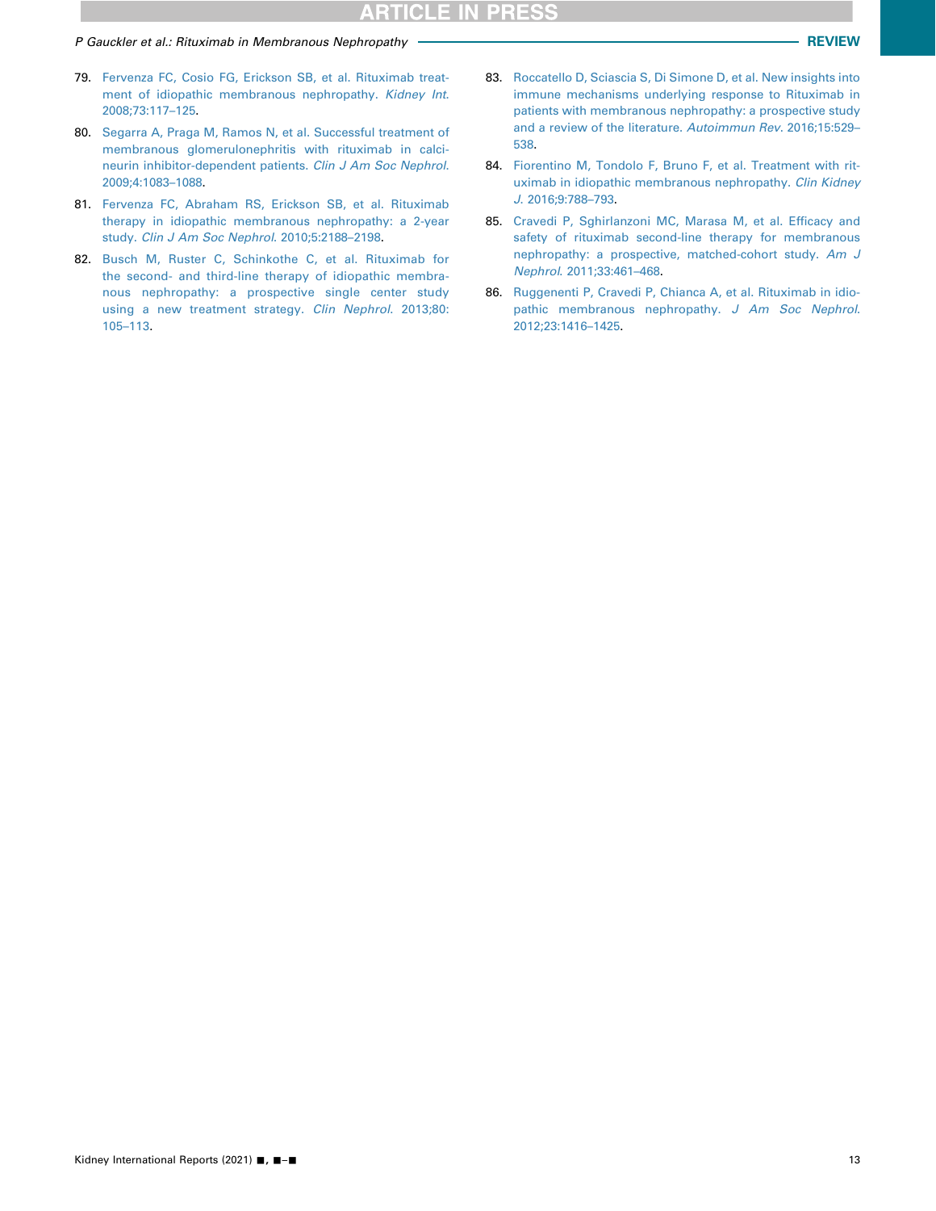79. Fervenza FC, Cosio FG, Erickson SB, et al. Rituximab treatment of idiopathic membranous nephropathy. *Kidney Int*. 2008;73:117–125.
80. Segarra A, Praga M, Ramos N, et al. Successful treatment of membranous glomerulonephritis with rituximab in calcineurin inhibitor-dependent patients. *Clin J Am Soc Nephrol*. 2009;4:1083–1088.
81. Fervenza FC, Abraham RS, Erickson SB, et al. Rituximab therapy in idiopathic membranous nephropathy: a 2-year study. *Clin J Am Soc Nephrol*. 2010;5:2188–2198.
82. Busch M, Ruster C, Schinkothe C, et al. Rituximab for the second- and third-line therapy of idiopathic membranous nephropathy: a prospective single center study using a new treatment strategy. *Clin Nephrol*. 2013;80:105–113.
83. Roccatello D, Sciascia S, Di Simone D, et al. New insights into immune mechanisms underlying response to Rituximab in patients with membranous nephropathy: a prospective study and a review of the literature. *Autoimmun Rev*. 2016;15:529–538.
84. Fiorentino M, Tondolo F, Bruno F, et al. Treatment with rituximab in idiopathic membranous nephropathy. *Clin Kidney J*. 2016;9:788–793.
85. Cravedi P, Sghirlanzoni MC, Marasa M, et al. Efficacy and safety of rituximab second-line therapy for membranous nephropathy: a prospective, matched-cohort study. *Am J Nephrol*. 2011;33:461–468.
86. Ruggenenti P, Cravedi P, Chianca A, et al. Rituximab in idiopathic membranous nephropathy. *J Am Soc Nephrol*. 2012;23:1416–1425.